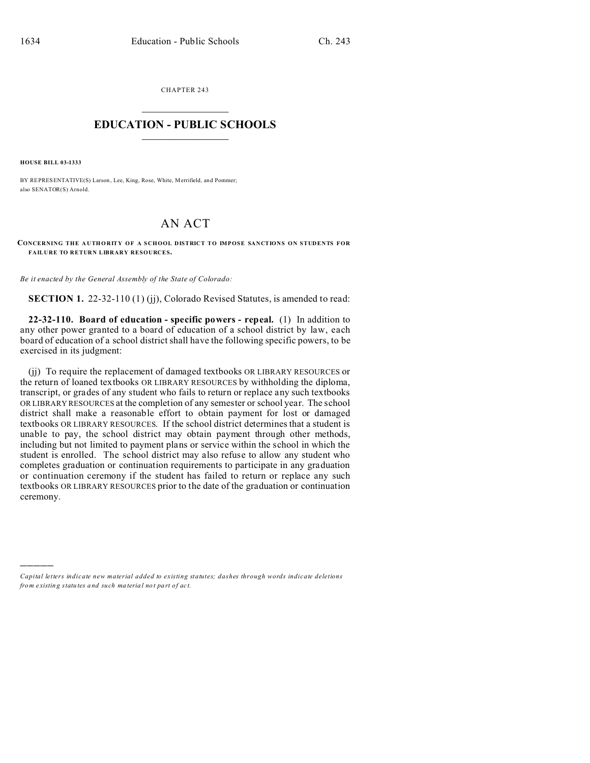CHAPTER 243

# EDUCATION - PUBLIC SCHOOLS

**HOUSE BILL 03-1333**

BY REPRESENTATIVE(S) Larson, Lee, King, Rose, White, Merrifield, and Pommer; also SENATOR(S) Arnold.

# AN ACT

**CONCERNING THE AUTHORITY OF A SCHOOL DISTRICT TO IMPOSE SANCTIONS ON STUDENTS FOR FAILURE TO RETURN LIBRARY RESOURCES.**

*Be it enacted by the General Assembly of the State of Colorado:*

**SECTION 1.** 22-32-110 (1) (jj), Colorado Revised Statutes, is amended to read:

**22-32-110. Board of education - specific powers - repeal.** (1) In addition to any other power granted to a board of education of a school district by law, each board of education of a school district shall have the following specific powers, to be exercised in its judgment:

(jj) To require the replacement of damaged textbooks OR LIBRARY RESOURCES or the return of loaned textbooks OR LIBRARY RESOURCES by withholding the diploma, transcript, or grades of any student who fails to return or replace any such textbooks OR LIBRARY RESOURCES at the completion of any semester or school year. The school district shall make a reasonable effort to obtain payment for lost or damaged textbooks OR LIBRARY RESOURCES. If the school district determines that a student is unable to pay, the school district may obtain payment through other methods, including but not limited to payment plans or service within the school in which the student is enrolled. The school district may also refuse to allow any student who completes graduation or continuation requirements to participate in any graduation or continuation ceremony if the student has failed to return or replace any such textbooks OR LIBRARY RESOURCES prior to the date of the graduation or continuation ceremony.

————

*Capital letters indicate new material added to existing statutes; dashes through words indicate deletions from existing statutes and such material not part of act.*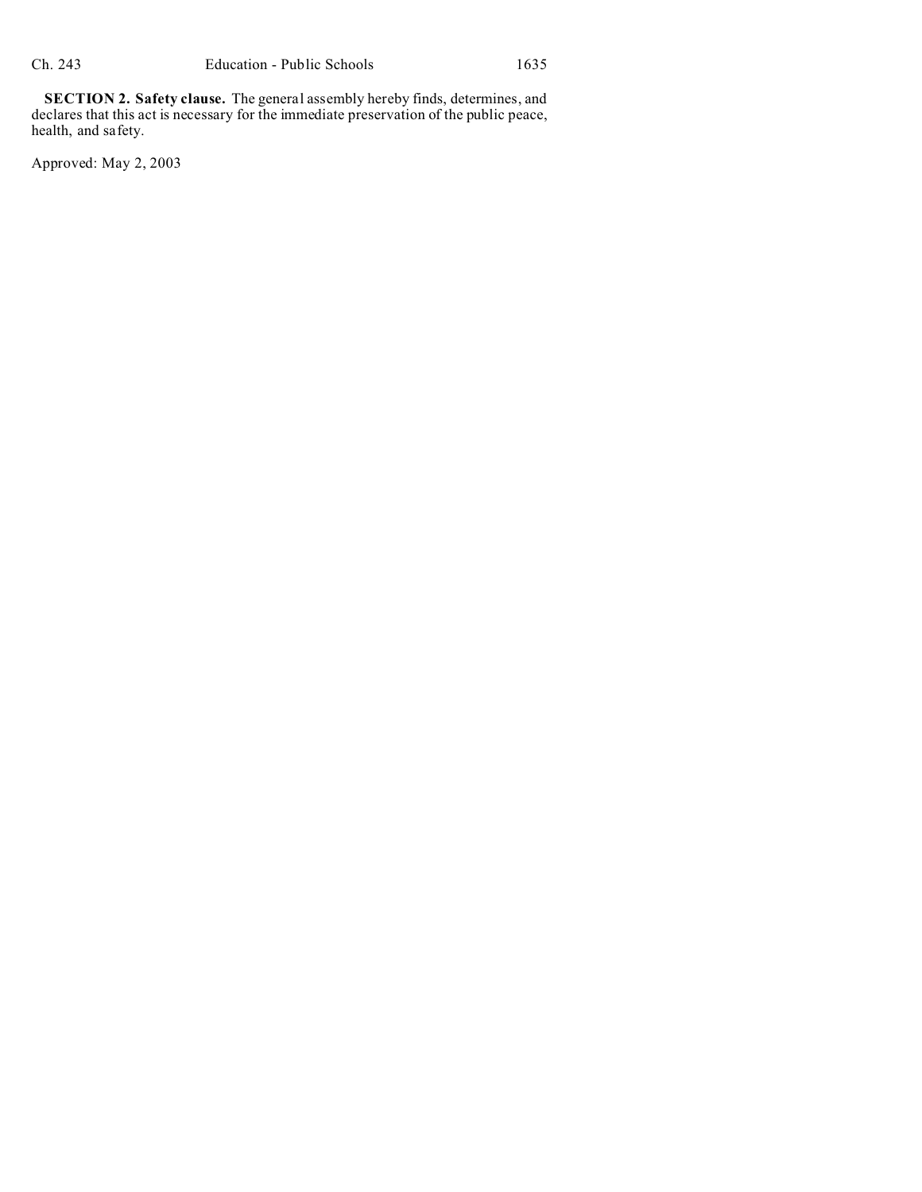**SECTION 2. Safety clause.** The general assembly hereby finds, determines, and declares that this act is necessary for the immediate preservation of the public peace, health, and safety.

Approved: May 2, 2003